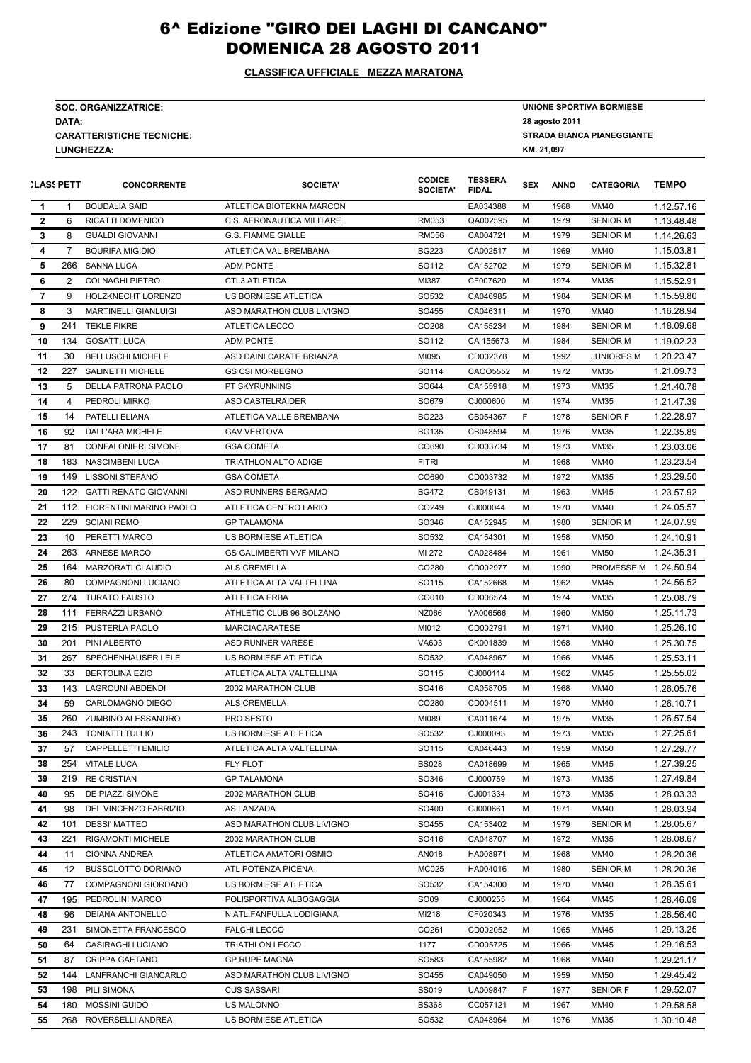# 6^ Edizione "GIRO DEI LAGHI DI CANCANO" DOMENICA 28 AGOSTO 2011

**CLASSIFICA UFFICIALE MEZZA MARATONA**

| | |
|---|---|
| **SOC. ORGANIZZATRICE:** | **UNIONE SPORTIVA BORMIESE** |
| **DATA:** | **28 agosto 2011** |
| **CARATTERISTICHE TECNICHE:** | **STRADA BIANCA PIANEGGIANTE** |
| **LUNGHEZZA:** | **KM. 21,097** |

| CLASS | PETT | CONCORRENTE | SOCIETA' | CODICE SOCIETA' | TESSERA FIDAL | SEX | ANNO | CATEGORIA | TEMPO |
|---|---|---|---|---|---|---|---|---|---|
| 1 | 1 | BOUDALIA SAID | ATLETICA BIOTEKNA MARCON | | EA034388 | M | 1968 | MM40 | 1.12.57.16 |
| 2 | 6 | RICATTI DOMENICO | C.S. AERONAUTICA MILITARE | RM053 | QA002595 | M | 1979 | SENIOR M | 1.13.48.48 |
| 3 | 8 | GUALDI GIOVANNI | G.S. FIAMME GIALLE | RM056 | CA004721 | M | 1979 | SENIOR M | 1.14.26.63 |
| 4 | 7 | BOURIFA MIGIDIO | ATLETICA VAL BREMBANA | BG223 | CA002517 | M | 1969 | MM40 | 1.15.03.81 |
| 5 | 266 | SANNA LUCA | ADM PONTE | SO112 | CA152702 | M | 1979 | SENIOR M | 1.15.32.81 |
| 6 | 2 | COLNAGHI PIETRO | CTL3 ATLETICA | MI387 | CF007620 | M | 1974 | MM35 | 1.15.52.91 |
| 7 | 9 | HOLZKNECHT LORENZO | US BORMIESE ATLETICA | SO532 | CA046985 | M | 1984 | SENIOR M | 1.15.59.80 |
| 8 | 3 | MARTINELLI GIANLUIGI | ASD MARATHON CLUB LIVIGNO | SO455 | CA046311 | M | 1970 | MM40 | 1.16.28.94 |
| 9 | 241 | TEKLE FIKRE | ATLETICA LECCO | CO208 | CA155234 | M | 1984 | SENIOR M | 1.18.09.68 |
| 10 | 134 | GOSATTI LUCA | ADM PONTE | SO112 | CA 155673 | M | 1984 | SENIOR M | 1.19.02.23 |
| 11 | 30 | BELLUSCHI MICHELE | ASD DAINI CARATE BRIANZA | MI095 | CD002378 | M | 1992 | JUNIORES M | 1.20.23.47 |
| 12 | 227 | SALINETTI MICHELE | GS CSI MORBEGNO | SO114 | CAOO5552 | M | 1972 | MM35 | 1.21.09.73 |
| 13 | 5 | DELLA PATRONA PAOLO | PT SKYRUNNING | SO644 | CA155918 | M | 1973 | MM35 | 1.21.40.78 |
| 14 | 4 | PEDROLI MIRKO | ASD CASTELRAIDER | SO679 | CJ000600 | M | 1974 | MM35 | 1.21.47.39 |
| 15 | 14 | PATELLI ELIANA | ATLETICA VALLE BREMBANA | BG223 | CB054367 | F | 1978 | SENIOR F | 1.22.28.97 |
| 16 | 92 | DALL'ARA MICHELE | GAV VERTOVA | BG135 | CB048594 | M | 1976 | MM35 | 1.22.35.89 |
| 17 | 81 | CONFALONIERI SIMONE | GSA COMETA | CO690 | CD003734 | M | 1973 | MM35 | 1.23.03.06 |
| 18 | 183 | NASCIMBENI LUCA | TRIATHLON ALTO ADIGE | FITRI | | M | 1968 | MM40 | 1.23.23.54 |
| 19 | 149 | LISSONI STEFANO | GSA COMETA | CO690 | CD003732 | M | 1972 | MM35 | 1.23.29.50 |
| 20 | 122 | GATTI RENATO GIOVANNI | ASD RUNNERS BERGAMO | BG472 | CB049131 | M | 1963 | MM45 | 1.23.57.92 |
| 21 | 112 | FIORENTINI MARINO PAOLO | ATLETICA CENTRO LARIO | CO249 | CJ000044 | M | 1970 | MM40 | 1.24.05.57 |
| 22 | 229 | SCIANI REMO | GP TALAMONA | SO346 | CA152945 | M | 1980 | SENIOR M | 1.24.07.99 |
| 23 | 10 | PERETTI MARCO | US BORMIESE ATLETICA | SO532 | CA154301 | M | 1958 | MM50 | 1.24.10.91 |
| 24 | 263 | ARNESE MARCO | GS GALIMBERTI VVF MILANO | MI 272 | CA028484 | M | 1961 | MM50 | 1.24.35.31 |
| 25 | 164 | MARZORATI CLAUDIO | ALS CREMELLA | CO280 | CD002977 | M | 1990 | PROMESSE M | 1.24.50.94 |
| 26 | 80 | COMPAGNONI LUCIANO | ATLETICA ALTA VALTELLINA | SO115 | CA152668 | M | 1962 | MM45 | 1.24.56.52 |
| 27 | 274 | TURATO FAUSTO | ATLETICA ERBA | CO010 | CD006574 | M | 1974 | MM35 | 1.25.08.79 |
| 28 | 111 | FERRAZZI URBANO | ATHLETIC CLUB 96 BOLZANO | NZ066 | YA006566 | M | 1960 | MM50 | 1.25.11.73 |
| 29 | 215 | PUSTERLA PAOLO | MARCIACARATESE | MI012 | CD002791 | M | 1971 | MM40 | 1.25.26.10 |
| 30 | 201 | PINI ALBERTO | ASD RUNNER VARESE | VA603 | CK001839 | M | 1968 | MM40 | 1.25.30.75 |
| 31 | 267 | SPECHENHAUSER LELE | US BORMIESE ATLETICA | SO532 | CA048967 | M | 1966 | MM45 | 1.25.53.11 |
| 32 | 33 | BERTOLINA EZIO | ATLETICA ALTA VALTELLINA | SO115 | CJ000114 | M | 1962 | MM45 | 1.25.55.02 |
| 33 | 143 | LAGROUNI ABDENDI | 2002 MARATHON CLUB | SO416 | CA058705 | M | 1968 | MM40 | 1.26.05.76 |
| 34 | 59 | CARLOMAGNO DIEGO | ALS CREMELLA | CO280 | CD004511 | M | 1970 | MM40 | 1.26.10.71 |
| 35 | 260 | ZUMBINO ALESSANDRO | PRO SESTO | MI089 | CA011674 | M | 1975 | MM35 | 1.26.57.54 |
| 36 | 243 | TONIATTI TULLIO | US BORMIESE ATLETICA | SO532 | CJ000093 | M | 1973 | MM35 | 1.27.25.61 |
| 37 | 57 | CAPPELLETTI EMILIO | ATLETICA ALTA VALTELLINA | SO115 | CA046443 | M | 1959 | MM50 | 1.27.29.77 |
| 38 | 254 | VITALE LUCA | FLY FLOT | BS028 | CA018699 | M | 1965 | MM45 | 1.27.39.25 |
| 39 | 219 | RE CRISTIAN | GP TALAMONA | SO346 | CJ000759 | M | 1973 | MM35 | 1.27.49.84 |
| 40 | 95 | DE PIAZZI SIMONE | 2002 MARATHON CLUB | SO416 | CJ001334 | M | 1973 | MM35 | 1.28.03.33 |
| 41 | 98 | DEL VINCENZO FABRIZIO | AS LANZADA | SO400 | CJ000661 | M | 1971 | MM40 | 1.28.03.94 |
| 42 | 101 | DESSI' MATTEO | ASD MARATHON CLUB LIVIGNO | SO455 | CA153402 | M | 1979 | SENIOR M | 1.28.05.67 |
| 43 | 221 | RIGAMONTI MICHELE | 2002 MARATHON CLUB | SO416 | CA048707 | M | 1972 | MM35 | 1.28.08.67 |
| 44 | 11 | CIONNA ANDREA | ATLETICA AMATORI OSMIO | AN018 | HA008971 | M | 1968 | MM40 | 1.28.20.36 |
| 45 | 12 | BUSSOLOTTO DORIANO | ATL POTENZA PICENA | MC025 | HA004016 | M | 1980 | SENIOR M | 1.28.20.36 |
| 46 | 77 | COMPAGNONI GIORDANO | US BORMIESE ATLETICA | SO532 | CA154300 | M | 1970 | MM40 | 1.28.35.61 |
| 47 | 195 | PEDROLINI MARCO | POLISPORTIVA ALBOSAGGIA | SO09 | CJ000255 | M | 1964 | MM45 | 1.28.46.09 |
| 48 | 96 | DEIANA ANTONELLO | N.ATL.FANFULLA LODIGIANA | MI218 | CF020343 | M | 1976 | MM35 | 1.28.56.40 |
| 49 | 231 | SIMONETTA FRANCESCO | FALCHI LECCO | CO261 | CD002052 | M | 1965 | MM45 | 1.29.13.25 |
| 50 | 64 | CASIRAGHI LUCIANO | TRIATHLON LECCO | 1177 | CD005725 | M | 1966 | MM45 | 1.29.16.53 |
| 51 | 87 | CRIPPA GAETANO | GP RUPE MAGNA | SO583 | CA155982 | M | 1968 | MM40 | 1.29.21.17 |
| 52 | 144 | LANFRANCHI GIANCARLO | ASD MARATHON CLUB LIVIGNO | SO455 | CA049050 | M | 1959 | MM50 | 1.29.45.42 |
| 53 | 198 | PILI SIMONA | CUS SASSARI | SS019 | UA009847 | F | 1977 | SENIOR F | 1.29.52.07 |
| 54 | 180 | MOSSINI GUIDO | US MALONNO | BS368 | CC057121 | M | 1967 | MM40 | 1.29.58.58 |
| 55 | 268 | ROVERSELLI ANDREA | US BORMIESE ATLETICA | SO532 | CA048964 | M | 1976 | MM35 | 1.30.10.48 |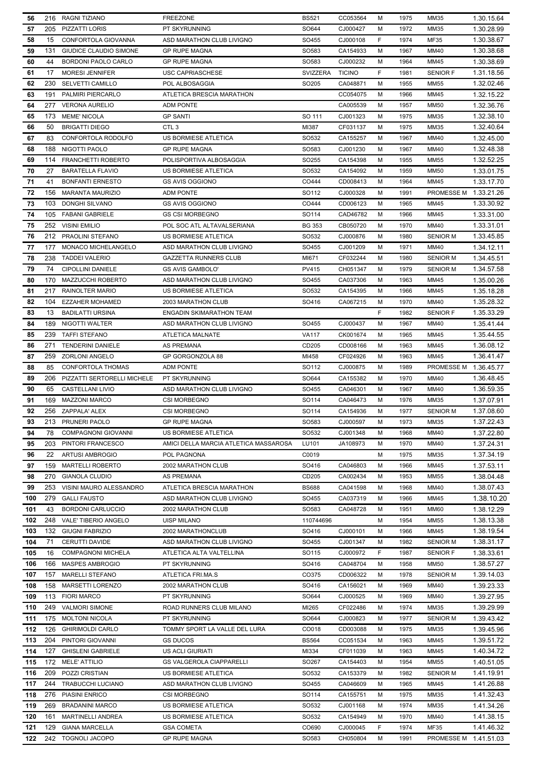| 56 | 216 | RAGNI TIZIANO | FREEZONE | BS521 | CC053564 | M | 1975 | MM35 | 1.30.15.64 |
|---|---|---|---|---|---|---|---|---|---|
| 57 | 205 | PIZZATTI LORIS | PT SKYRUNNING | SO644 | CJ000427 | M | 1972 | MM35 | 1.30.28.99 |
| 58 | 15 | CONFORTOLA GIOVANNA | ASD MARATHON CLUB LIVIGNO | SO455 | CJ000108 | F | 1974 | MF35 | 1.30.38.67 |
| 59 | 131 | GIUDICE CLAUDIO SIMONE | GP RUPE MAGNA | SO583 | CA154933 | M | 1967 | MM40 | 1.30.38.68 |
| 60 | 44 | BORDONI PAOLO CARLO | GP RUPE MAGNA | SO583 | CJ000232 | M | 1964 | MM45 | 1.30.38.69 |
| 61 | 17 | MORESI JENNIFER | USC CAPRIASCHESE | SVIZZERA | TICINO | F | 1981 | SENIOR F | 1.31.18.56 |
| 62 | 230 | SELVETTI CAMILLO | POL ALBOSAGGIA | SO205 | CA048871 | M | 1955 | MM55 | 1.32.02.46 |
| 63 | 191 | PALMIRI PIERCARLO | ATLETICA BRESCIA MARATHON | | CC054075 | M | 1966 | MM45 | 1.32.15.22 |
| 64 | 277 | VERONA AURELIO | ADM PONTE | | CA005539 | M | 1957 | MM50 | 1.32.36.76 |
| 65 | 173 | MEME' NICOLA | GP SANTI | SO 111 | CJ001323 | M | 1975 | MM35 | 1.32.38.10 |
| 66 | 50 | BRIGATTI DIEGO | CTL 3 | MI387 | CF031137 | M | 1975 | MM35 | 1.32.40.64 |
| 67 | 83 | CONFORTOLA RODOLFO | US BORMIESE ATLETICA | SO532 | CA155257 | M | 1967 | MM40 | 1.32.45.00 |
| 68 | 188 | NIGOTTI PAOLO | GP RUPE MAGNA | SO583 | CJ001230 | M | 1967 | MM40 | 1.32.48.38 |
| 69 | 114 | FRANCHETTI ROBERTO | POLISPORTIVA ALBOSAGGIA | SO255 | CA154398 | M | 1955 | MM55 | 1.32.52.25 |
| 70 | 27 | BARATELLA FLAVIO | US BORMIESE ATLETICA | SO532 | CA154092 | M | 1959 | MM50 | 1.33.01.75 |
| 71 | 41 | BONFANTI ERNESTO | GS AVIS OGGIONO | CO444 | CD008413 | M | 1964 | MM45 | 1.33.17.70 |
| 72 | 156 | MARANTA MAURIZIO | ADM PONTE | SO112 | CJ000328 | M | 1991 | PROMESSE M | 1.33.21.26 |
| 73 | 103 | DONGHI SILVANO | GS AVIS OGGIONO | CO444 | CD006123 | M | 1965 | MM45 | 1.33.30.92 |
| 74 | 105 | FABANI GABRIELE | GS CSI MORBEGNO | SO114 | CAD46782 | M | 1966 | MM45 | 1.33.31.00 |
| 75 | 252 | VISINI EMILIO | POL SOC ATL ALTAVALSERIANA | BG 353 | CB050720 | M | 1970 | MM40 | 1.33.31.01 |
| 76 | 212 | PRAOLINI STEFANO | US BORMIESE ATLETICA | SO532 | CJ000876 | M | 1980 | SENIOR M | 1.33.45.85 |
| 77 | 177 | MONACO MICHELANGELO | ASD MARATHON CLUB LIVIGNO | SO455 | CJ001209 | M | 1971 | MM40 | 1.34.12.11 |
| 78 | 238 | TADDEI VALERIO | GAZZETTA RUNNERS CLUB | MI671 | CF032244 | M | 1980 | SENIOR M | 1.34.45.51 |
| 79 | 74 | CIPOLLINI DANIELE | GS AVIS GAMBOLO' | PV415 | CH051347 | M | 1979 | SENIOR M | 1.34.57.58 |
| 80 | 170 | MAZZUCCHI ROBERTO | ASD MARATHON CLUB LIVIGNO | SO455 | CA037306 | M | 1963 | MM45 | 1.35.00.26 |
| 81 | 217 | RAINOLTER MARIO | US BORMIESE ATLETICA | SO532 | CA154395 | M | 1966 | MM45 | 1.35.18.28 |
| 82 | 104 | EZZAHER MOHAMED | 2003 MARATHON CLUB | SO416 | CA067215 | M | 1970 | MM40 | 1.35.28.32 |
| 83 | 13 | BADILATTI URSINA | ENGADIN SKIMARATHON TEAM | | | F | 1982 | SENIOR F | 1.35.33.29 |
| 84 | 189 | NIGOTTI WALTER | ASD MARATHON CLUB LIVIGNO | SO455 | CJ000437 | M | 1967 | MM40 | 1.35.41.44 |
| 85 | 239 | TAFFI STEFANO | ATLETICA MALNATE | VA117 | CK001674 | M | 1965 | MM45 | 1.35.44.55 |
| 86 | 271 | TENDERINI DANIELE | AS PREMANA | CD205 | CD008166 | M | 1963 | MM45 | 1.36.08.12 |
| 87 | 259 | ZORLONI ANGELO | GP GORGONZOLA 88 | MI458 | CF024926 | M | 1963 | MM45 | 1.36.41.47 |
| 88 | 85 | CONFORTOLA THOMAS | ADM PONTE | SO112 | CJ000875 | M | 1989 | PROMESSE M | 1.36.45.77 |
| 89 | 206 | PIZZATTI SERTORELLI MICHELE | PT SKYRUNNING | SO644 | CA155382 | M | 1970 | MM40 | 1.36.48.45 |
| 90 | 65 | CASTELLANI LIVIO | ASD MARATHON CLUB LIVIGNO | SO455 | CA046301 | M | 1967 | MM40 | 1.36.59.35 |
| 91 | 169 | MAZZONI MARCO | CSI MORBEGNO | SO114 | CA046473 | M | 1976 | MM35 | 1.37.07.91 |
| 92 | 256 | ZAPPALA' ALEX | CSI MORBEGNO | SO114 | CA154936 | M | 1977 | SENIOR M | 1.37.08.60 |
| 93 | 213 | PRUNERI PAOLO | GP RUPE MAGNA | SO583 | CJ000597 | M | 1973 | MM35 | 1.37.22.43 |
| 94 | 78 | COMPAGNONI GIOVANNI | US BORMIESE ATLETICA | SO532 | CJ001348 | M | 1968 | MM40 | 1.37.22.80 |
| 95 | 203 | PINTORI FRANCESCO | AMICI DELLA MARCIA ATLETICA MASSAROSA | LU101 | JA108973 | M | 1970 | MM40 | 1.37.24.31 |
| 96 | 22 | ARTUSI AMBROGIO | POL PAGNONA | C0019 | | M | 1975 | MM35 | 1.37.34.19 |
| 97 | 159 | MARTELLI ROBERTO | 2002 MARATHON CLUB | SO416 | CA046803 | M | 1966 | MM45 | 1.37.53.11 |
| 98 | 270 | GIANOLA CLUDIO | AS PREMANA | CD205 | CA002434 | M | 1953 | MM55 | 1.38.04.48 |
| 99 | 253 | VISINI MAURO ALESSANDRO | ATLETICA BRESCIA MARATHON | BS688 | CA041598 | M | 1968 | MM40 | 1.38.07.43 |
| 100 | 279 | GALLI FAUSTO | ASD MARATHON CLUB LIVIGNO | SO455 | CA037319 | M | 1966 | MM45 | 1.38.10.20 |
| 101 | 43 | BORDONI CARLUCCIO | 2002 MARATHON CLUB | SO583 | CA048728 | M | 1951 | MM60 | 1.38.12.29 |
| 102 | 248 | VALE' TIBERIO ANGELO | UISP MILANO | 110744696 | | M | 1954 | MM55 | 1.38.13.38 |
| 103 | 132 | GIUGNI FABRIZIO | 2002 MARATHONCLUB | SO416 | CJ000101 | M | 1966 | MM45 | 1.38.19.54 |
| 104 | 71 | CERUTTI DAVIDE | ASD MARATHON CLUB LIVIGNO | SO455 | CJ001347 | M | 1982 | SENIOR M | 1.38.31.17 |
| 105 | 16 | COMPAGNONI MICHELA | ATLETICA ALTA VALTELLINA | SO115 | CJ000972 | F | 1987 | SENIOR F | 1.38.33.61 |
| 106 | 166 | MASPES AMBROGIO | PT SKYRUNNING | SO416 | CA048704 | M | 1958 | MM50 | 1.38.57.27 |
| 107 | 157 | MARELLI STEFANO | ATLETICA FRI.MA.S | CO375 | CD006322 | M | 1978 | SENIOR M | 1.39.14.03 |
| 108 | 158 | MARSETTI LORENZO | 2002 MARATHON CLUB | SO416 | CA156021 | M | 1969 | MM40 | 1.39.23.33 |
| 109 | 113 | FIORI MARCO | PT SKYRUNNING | SO644 | CJ000525 | M | 1969 | MM40 | 1.39.27.95 |
| 110 | 249 | VALMORI SIMONE | ROAD RUNNERS CLUB MILANO | MI265 | CF022486 | M | 1974 | MM35 | 1.39.29.99 |
| 111 | 175 | MOLTONI NICOLA | PT SKYRUNNING | SO644 | CJ000823 | M | 1977 | SENIOR M | 1.39.43.42 |
| 112 | 126 | GHIRIMOLDI CARLO | TOMMY SPORT LA VALLE DEL LURA | CO018 | CD003088 | M | 1975 | MM35 | 1.39.45.96 |
| 113 | 204 | PINTORI GIOVANNI | GS DUCOS | BS564 | CC051534 | M | 1963 | MM45 | 1.39.51.72 |
| 114 | 127 | GHISLENI GABRIELE | US ACLI GIURIATI | MI334 | CF011039 | M | 1963 | MM45 | 1.40.34.72 |
| 115 | 172 | MELE' ATTILIO | GS VALGEROLA CIAPPARELLI | SO267 | CA154403 | M | 1954 | MM55 | 1.40.51.05 |
| 116 | 209 | POZZI CRISTIAN | US BORMIESE ATLETICA | SO532 | CA153379 | M | 1982 | SENIOR M | 1.41.19.91 |
| 117 | 244 | TRABUCCHI LUCIANO | ASD MARATHON CLUB LIVIGNO | SO455 | CA046609 | M | 1965 | MM45 | 1.41.26.88 |
| 118 | 276 | PIASINI ENRICO | CSI MORBEGNO | SO114 | CA155751 | M | 1975 | MM35 | 1.41.32.43 |
| 119 | 269 | BRADANINI MARCO | US BORMIESE ATLETICA | SO532 | CJ001168 | M | 1974 | MM35 | 1.41.34.26 |
| 120 | 161 | MARTINELLI ANDREA | US BORMIESE ATLETICA | SO532 | CA154949 | M | 1970 | MM40 | 1.41.38.15 |
| 121 | 129 | GIANA MARCELLA | GSA COMETA | CO690 | CJ000045 | F | 1974 | MF35 | 1.41.46.32 |
| 122 | 242 | TOGNOLI JACOPO | GP RUPE MAGNA | SO583 | CH050804 | M | 1991 | PROMESSE M | 1.41.51.03 |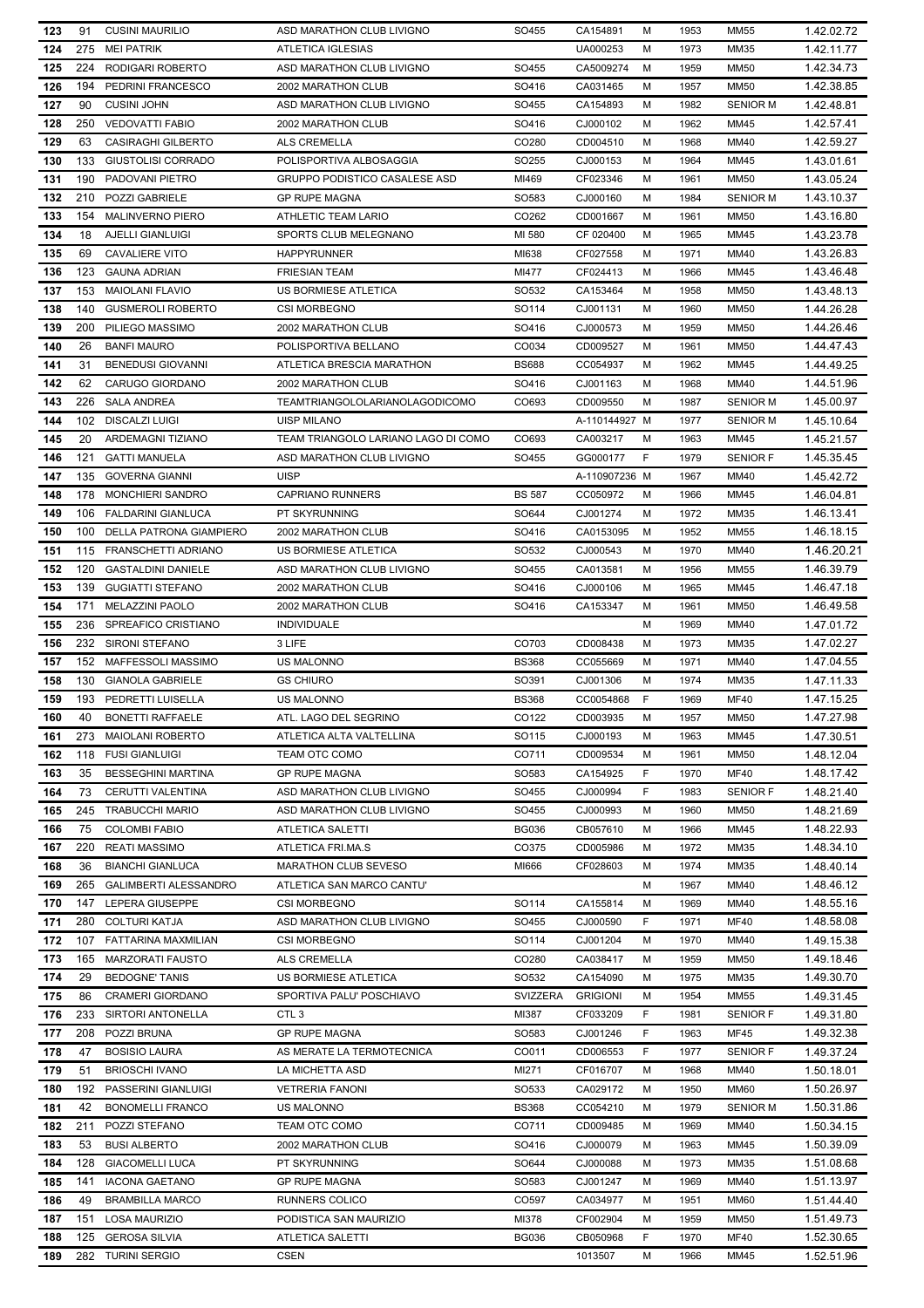| 123 | 91 | CUSINI MAURILIO | ASD MARATHON CLUB LIVIGNO | SO455 | CA154891 | M | 1953 | MM55 | 1.42.02.72 |
|---|---|---|---|---|---|---|---|---|---|
| 124 | 275 | MEI PATRIK | ATLETICA IGLESIAS | | UA000253 | M | 1973 | MM35 | 1.42.11.77 |
| 125 | 224 | RODIGARI ROBERTO | ASD MARATHON CLUB LIVIGNO | SO455 | CA5009274 | M | 1959 | MM50 | 1.42.34.73 |
| 126 | 194 | PEDRINI FRANCESCO | 2002 MARATHON CLUB | SO416 | CA031465 | M | 1957 | MM50 | 1.42.38.85 |
| 127 | 90 | CUSINI JOHN | ASD MARATHON CLUB LIVIGNO | SO455 | CA154893 | M | 1982 | SENIOR M | 1.42.48.81 |
| 128 | 250 | VEDOVATTI FABIO | 2002 MARATHON CLUB | SO416 | CJ000102 | M | 1962 | MM45 | 1.42.57.41 |
| 129 | 63 | CASIRAGHI GILBERTO | ALS CREMELLA | CO280 | CD004510 | M | 1968 | MM40 | 1.42.59.27 |
| 130 | 133 | GIUSTOLISI CORRADO | POLISPORTIVA ALBOSAGGIA | SO255 | CJ000153 | M | 1964 | MM45 | 1.43.01.61 |
| 131 | 190 | PADOVANI PIETRO | GRUPPO PODISTICO CASALESE ASD | MI469 | CF023346 | M | 1961 | MM50 | 1.43.05.24 |
| 132 | 210 | POZZI GABRIELE | GP RUPE MAGNA | SO583 | CJ000160 | M | 1984 | SENIOR M | 1.43.10.37 |
| 133 | 154 | MALINVERNO PIERO | ATHLETIC TEAM LARIO | CO262 | CD001667 | M | 1961 | MM50 | 1.43.16.80 |
| 134 | 18 | AJELLI GIANLUIGI | SPORTS CLUB MELEGNANO | MI 580 | CF 020400 | M | 1965 | MM45 | 1.43.23.78 |
| 135 | 69 | CAVALIERE VITO | HAPPYRUNNER | MI638 | CF027558 | M | 1971 | MM40 | 1.43.26.83 |
| 136 | 123 | GAUNA ADRIAN | FRIESIAN TEAM | MI477 | CF024413 | M | 1966 | MM45 | 1.43.46.48 |
| 137 | 153 | MAIOLANI FLAVIO | US BORMIESE ATLETICA | SO532 | CA153464 | M | 1958 | MM50 | 1.43.48.13 |
| 138 | 140 | GUSMEROLI ROBERTO | CSI MORBEGNO | SO114 | CJ001131 | M | 1960 | MM50 | 1.44.26.28 |
| 139 | 200 | PILIEGO MASSIMO | 2002 MARATHON CLUB | SO416 | CJ000573 | M | 1959 | MM50 | 1.44.26.46 |
| 140 | 26 | BANFI MAURO | POLISPORTIVA BELLANO | CO034 | CD009527 | M | 1961 | MM50 | 1.44.47.43 |
| 141 | 31 | BENEDUSI GIOVANNI | ATLETICA BRESCIA MARATHON | BS688 | CC054937 | M | 1962 | MM45 | 1.44.49.25 |
| 142 | 62 | CARUGO GIORDANO | 2002 MARATHON CLUB | SO416 | CJ001163 | M | 1968 | MM40 | 1.44.51.96 |
| 143 | 226 | SALA ANDREA | TEAMTRIANGOLOLARIANOLAGODICOMO | CO693 | CD009550 | M | 1987 | SENIOR M | 1.45.00.97 |
| 144 | 102 | DISCALZI LUIGI | UISP MILANO | | A-110144927 | M | 1977 | SENIOR M | 1.45.10.64 |
| 145 | 20 | ARDEMAGNI TIZIANO | TEAM TRIANGOLO LARIANO LAGO DI COMO | CO693 | CA003217 | M | 1963 | MM45 | 1.45.21.57 |
| 146 | 121 | GATTI MANUELA | ASD MARATHON CLUB LIVIGNO | SO455 | GG000177 | F | 1979 | SENIOR F | 1.45.35.45 |
| 147 | 135 | GOVERNA GIANNI | UISP | | A-110907236 | M | 1967 | MM40 | 1.45.42.72 |
| 148 | 178 | MONCHIERI SANDRO | CAPRIANO RUNNERS | BS 587 | CC050972 | M | 1966 | MM45 | 1.46.04.81 |
| 149 | 106 | FALDARINI GIANLUCA | PT SKYRUNNING | SO644 | CJ001274 | M | 1972 | MM35 | 1.46.13.41 |
| 150 | 100 | DELLA PATRONA GIAMPIERO | 2002 MARATHON CLUB | SO416 | CA0153095 | M | 1952 | MM55 | 1.46.18.15 |
| 151 | 115 | FRANSCHETTI ADRIANO | US BORMIESE ATLETICA | SO532 | CJ000543 | M | 1970 | MM40 | 1.46.20.21 |
| 152 | 120 | GASTALDINI DANIELE | ASD MARATHON CLUB LIVIGNO | SO455 | CA013581 | M | 1956 | MM55 | 1.46.39.79 |
| 153 | 139 | GUGIATTI STEFANO | 2002 MARATHON CLUB | SO416 | CJ000106 | M | 1965 | MM45 | 1.46.47.18 |
| 154 | 171 | MELAZZINI PAOLO | 2002 MARATHON CLUB | SO416 | CA153347 | M | 1961 | MM50 | 1.46.49.58 |
| 155 | 236 | SPREAFICO CRISTIANO | INDIVIDUALE | | | M | 1969 | MM40 | 1.47.01.72 |
| 156 | 232 | SIRONI STEFANO | 3 LIFE | CO703 | CD008438 | M | 1973 | MM35 | 1.47.02.27 |
| 157 | 152 | MAFFESSOLI MASSIMO | US MALONNO | BS368 | CC055669 | M | 1971 | MM40 | 1.47.04.55 |
| 158 | 130 | GIANOLA GABRIELE | GS CHIURO | SO391 | CJ001306 | M | 1974 | MM35 | 1.47.11.33 |
| 159 | 193 | PEDRETTI LUISELLA | US MALONNO | BS368 | CC0054868 | F | 1969 | MF40 | 1.47.15.25 |
| 160 | 40 | BONETTI RAFFAELE | ATL. LAGO DEL SEGRINO | CO122 | CD003935 | M | 1957 | MM50 | 1.47.27.98 |
| 161 | 273 | MAIOLANI ROBERTO | ATLETICA ALTA VALTELLINA | SO115 | CJ000193 | M | 1963 | MM45 | 1.47.30.51 |
| 162 | 118 | FUSI GIANLUIGI | TEAM OTC COMO | CO711 | CD009534 | M | 1961 | MM50 | 1.48.12.04 |
| 163 | 35 | BESSEGHINI MARTINA | GP RUPE MAGNA | SO583 | CA154925 | F | 1970 | MF40 | 1.48.17.42 |
| 164 | 73 | CERUTTI VALENTINA | ASD MARATHON CLUB LIVIGNO | SO455 | CJ000994 | F | 1983 | SENIOR F | 1.48.21.40 |
| 165 | 245 | TRABUCCHI MARIO | ASD MARATHON CLUB LIVIGNO | SO455 | CJ000993 | M | 1960 | MM50 | 1.48.21.69 |
| 166 | 75 | COLOMBI FABIO | ATLETICA SALETTI | BG036 | CB057610 | M | 1966 | MM45 | 1.48.22.93 |
| 167 | 220 | REATI MASSIMO | ATLETICA FRI.MA.S | CO375 | CD005986 | M | 1972 | MM35 | 1.48.34.10 |
| 168 | 36 | BIANCHI GIANLUCA | MARATHON CLUB SEVESO | MI666 | CF028603 | M | 1974 | MM35 | 1.48.40.14 |
| 169 | 265 | GALIMBERTI ALESSANDRO | ATLETICA SAN MARCO CANTU' | | | M | 1967 | MM40 | 1.48.46.12 |
| 170 | 147 | LEPERA GIUSEPPE | CSI MORBEGNO | SO114 | CA155814 | M | 1969 | MM40 | 1.48.55.16 |
| 171 | 280 | COLTURI KATJA | ASD MARATHON CLUB LIVIGNO | SO455 | CJ000590 | F | 1971 | MF40 | 1.48.58.08 |
| 172 | 107 | FATTARINA MAXMILIAN | CSI MORBEGNO | SO114 | CJ001204 | M | 1970 | MM40 | 1.49.15.38 |
| 173 | 165 | MARZORATI FAUSTO | ALS CREMELLA | CO280 | CA038417 | M | 1959 | MM50 | 1.49.18.46 |
| 174 | 29 | BEDOGNE' TANIS | US BORMIESE ATLETICA | SO532 | CA154090 | M | 1975 | MM35 | 1.49.30.70 |
| 175 | 86 | CRAMERI GIORDANO | SPORTIVA PALU' POSCHIAVO | SVIZZERA | GRIGIONI | M | 1954 | MM55 | 1.49.31.45 |
| 176 | 233 | SIRTORI ANTONELLA | CTL 3 | MI387 | CF033209 | F | 1981 | SENIOR F | 1.49.31.80 |
| 177 | 208 | POZZI BRUNA | GP RUPE MAGNA | SO583 | CJ001246 | F | 1963 | MF45 | 1.49.32.38 |
| 178 | 47 | BOSISIO LAURA | AS MERATE LA TERMOTECNICA | CO011 | CD006553 | F | 1977 | SENIOR F | 1.49.37.24 |
| 179 | 51 | BRIOSCHI IVANO | LA MICHETTA ASD | MI271 | CF016707 | M | 1968 | MM40 | 1.50.18.01 |
| 180 | 192 | PASSERINI GIANLUIGI | VETRERIA FANONI | SO533 | CA029172 | M | 1950 | MM60 | 1.50.26.97 |
| 181 | 42 | BONOMELLI FRANCO | US MALONNO | BS368 | CC054210 | M | 1979 | SENIOR M | 1.50.31.86 |
| 182 | 211 | POZZI STEFANO | TEAM OTC COMO | CO711 | CD009485 | M | 1969 | MM40 | 1.50.34.15 |
| 183 | 53 | BUSI ALBERTO | 2002 MARATHON CLUB | SO416 | CJ000079 | M | 1963 | MM45 | 1.50.39.09 |
| 184 | 128 | GIACOMELLI LUCA | PT SKYRUNNING | SO644 | CJ000088 | M | 1973 | MM35 | 1.51.08.68 |
| 185 | 141 | IACONA GAETANO | GP RUPE MAGNA | SO583 | CJ001247 | M | 1969 | MM40 | 1.51.13.97 |
| 186 | 49 | BRAMBILLA MARCO | RUNNERS COLICO | CO597 | CA034977 | M | 1951 | MM60 | 1.51.44.40 |
| 187 | 151 | LOSA MAURIZIO | PODISTICA SAN MAURIZIO | MI378 | CF002904 | M | 1959 | MM50 | 1.51.49.73 |
| 188 | 125 | GEROSA SILVIA | ATLETICA SALETTI | BG036 | CB050968 | F | 1970 | MF40 | 1.52.30.65 |
| 189 | 282 | TURINI SERGIO | CSEN | | 1013507 | M | 1966 | MM45 | 1.52.51.96 |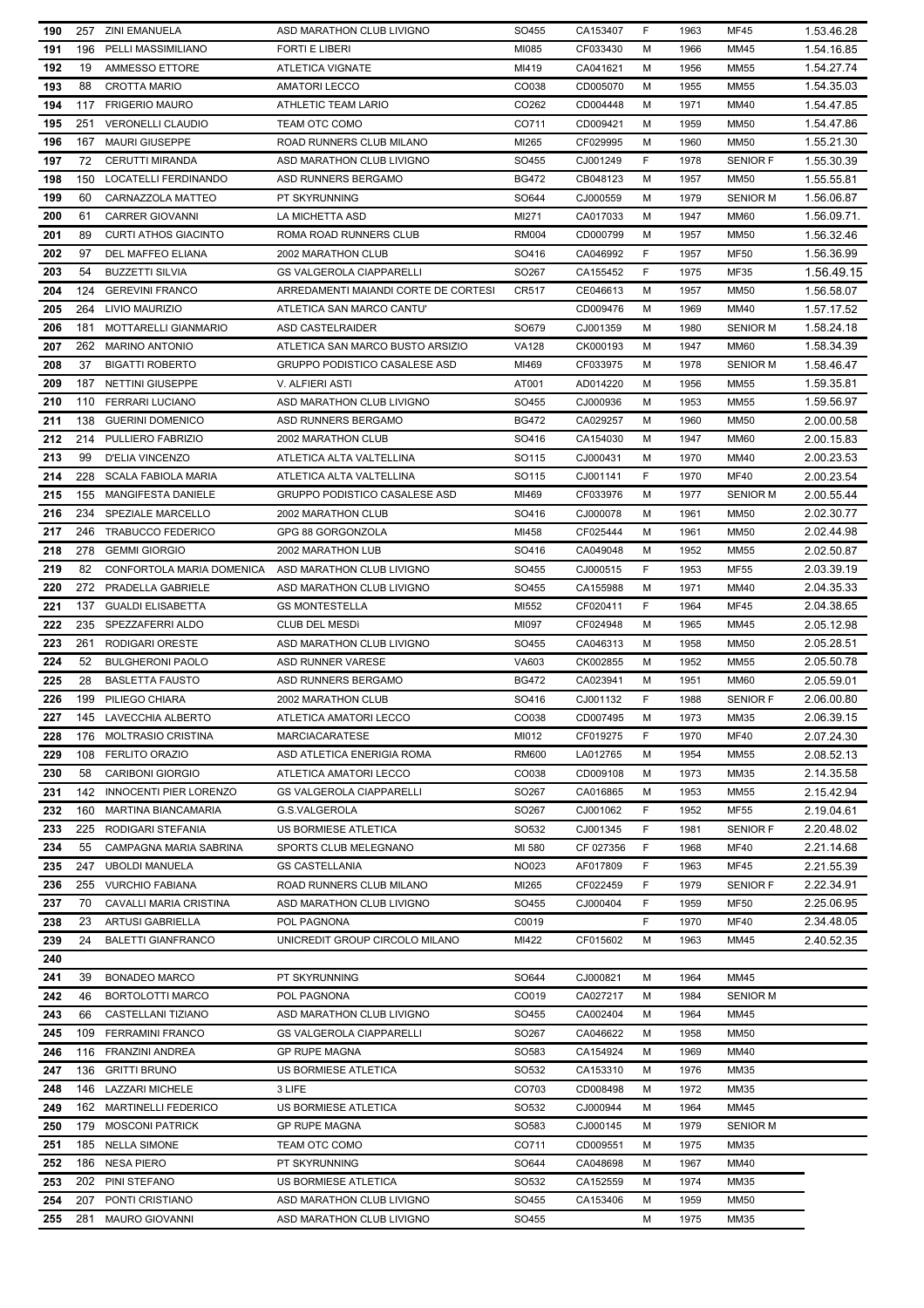| | | | | | | | | | |
|---|---|---|---|---|---|---|---|---|---|
| 190 | 257 | ZINI EMANUELA | ASD MARATHON CLUB LIVIGNO | SO455 | CA153407 | F | 1963 | MF45 | 1.53.46.28 |
| 191 | 196 | PELLI MASSIMILIANO | FORTI E LIBERI | MI085 | CF033430 | M | 1966 | MM45 | 1.54.16.85 |
| 192 | 19 | AMMESSO ETTORE | ATLETICA VIGNATE | MI419 | CA041621 | M | 1956 | MM55 | 1.54.27.74 |
| 193 | 88 | CROTTA MARIO | AMATORI LECCO | CO038 | CD005070 | M | 1955 | MM55 | 1.54.35.03 |
| 194 | 117 | FRIGERIO MAURO | ATHLETIC TEAM LARIO | CO262 | CD004448 | M | 1971 | MM40 | 1.54.47.85 |
| 195 | 251 | VERONELLI CLAUDIO | TEAM OTC COMO | CO711 | CD009421 | M | 1959 | MM50 | 1.54.47.86 |
| 196 | 167 | MAURI GIUSEPPE | ROAD RUNNERS CLUB MILANO | MI265 | CF029995 | M | 1960 | MM50 | 1.55.21.30 |
| 197 | 72 | CERUTTI MIRANDA | ASD MARATHON CLUB LIVIGNO | SO455 | CJ001249 | F | 1978 | SENIOR F | 1.55.30.39 |
| 198 | 150 | LOCATELLI FERDINANDO | ASD RUNNERS BERGAMO | BG472 | CB048123 | M | 1957 | MM50 | 1.55.55.81 |
| 199 | 60 | CARNAZZOLA MATTEO | PT SKYRUNNING | SO644 | CJ000559 | M | 1979 | SENIOR M | 1.56.06.87 |
| 200 | 61 | CARRER GIOVANNI | LA MICHETTA ASD | MI271 | CA017033 | M | 1947 | MM60 | 1.56.09.71. |
| 201 | 89 | CURTI ATHOS GIACINTO | ROMA ROAD RUNNERS CLUB | RM004 | CD000799 | M | 1957 | MM50 | 1.56.32.46 |
| 202 | 97 | DEL MAFFEO ELIANA | 2002 MARATHON CLUB | SO416 | CA046992 | F | 1957 | MF50 | 1.56.36.99 |
| 203 | 54 | BUZZETTI SILVIA | GS VALGEROLA CIAPPARELLI | SO267 | CA155452 | F | 1975 | MF35 | 1.56.49.15 |
| 204 | 124 | GEREVINI FRANCO | ARREDAMENTI MAIANDI CORTE DE CORTESI | CR517 | CE046613 | M | 1957 | MM50 | 1.56.58.07 |
| 205 | 264 | LIVIO MAURIZIO | ATLETICA SAN MARCO CANTU' | | CD009476 | M | 1969 | MM40 | 1.57.17.52 |
| 206 | 181 | MOTTARELLI GIANMARIO | ASD CASTELRAIDER | SO679 | CJ001359 | M | 1980 | SENIOR M | 1.58.24.18 |
| 207 | 262 | MARINO ANTONIO | ATLETICA SAN MARCO BUSTO ARSIZIO | VA128 | CK000193 | M | 1947 | MM60 | 1.58.34.39 |
| 208 | 37 | BIGATTI ROBERTO | GRUPPO PODISTICO CASALESE ASD | MI469 | CF033975 | M | 1978 | SENIOR M | 1.58.46.47 |
| 209 | 187 | NETTINI GIUSEPPE | V. ALFIERI ASTI | AT001 | AD014220 | M | 1956 | MM55 | 1.59.35.81 |
| 210 | 110 | FERRARI LUCIANO | ASD MARATHON CLUB LIVIGNO | SO455 | CJ000936 | M | 1953 | MM55 | 1.59.56.97 |
| 211 | 138 | GUERINI DOMENICO | ASD RUNNERS BERGAMO | BG472 | CA029257 | M | 1960 | MM50 | 2.00.00.58 |
| 212 | 214 | PULLIERO FABRIZIO | 2002 MARATHON CLUB | SO416 | CA154030 | M | 1947 | MM60 | 2.00.15.83 |
| 213 | 99 | D'ELIA VINCENZO | ATLETICA ALTA VALTELLINA | SO115 | CJ000431 | M | 1970 | MM40 | 2.00.23.53 |
| 214 | 228 | SCALA FABIOLA MARIA | ATLETICA ALTA VALTELLINA | SO115 | CJ001141 | F | 1970 | MF40 | 2.00.23.54 |
| 215 | 155 | MANGIFESTA DANIELE | GRUPPO PODISTICO CASALESE ASD | MI469 | CF033976 | M | 1977 | SENIOR M | 2.00.55.44 |
| 216 | 234 | SPEZIALE MARCELLO | 2002 MARATHON CLUB | SO416 | CJ000078 | M | 1961 | MM50 | 2.02.30.77 |
| 217 | 246 | TRABUCCO FEDERICO | GPG 88 GORGONZOLA | MI458 | CF025444 | M | 1961 | MM50 | 2.02.44.98 |
| 218 | 278 | GEMMI GIORGIO | 2002 MARATHON LUB | SO416 | CA049048 | M | 1952 | MM55 | 2.02.50.87 |
| 219 | 82 | CONFORTOLA MARIA DOMENICA | ASD MARATHON CLUB LIVIGNO | SO455 | CJ000515 | F | 1953 | MF55 | 2.03.39.19 |
| 220 | 272 | PRADELLA GABRIELE | ASD MARATHON CLUB LIVIGNO | SO455 | CA155988 | M | 1971 | MM40 | 2.04.35.33 |
| 221 | 137 | GUALDI ELISABETTA | GS MONTESTELLA | MI552 | CF020411 | F | 1964 | MF45 | 2.04.38.65 |
| 222 | 235 | SPEZZAFERRI ALDO | CLUB DEL MESDì | MI097 | CF024948 | M | 1965 | MM45 | 2.05.12.98 |
| 223 | 261 | RODIGARI ORESTE | ASD MARATHON CLUB LIVIGNO | SO455 | CA046313 | M | 1958 | MM50 | 2.05.28.51 |
| 224 | 52 | BULGHERONI PAOLO | ASD RUNNER VARESE | VA603 | CK002855 | M | 1952 | MM55 | 2.05.50.78 |
| 225 | 28 | BASLETTA FAUSTO | ASD RUNNERS BERGAMO | BG472 | CA023941 | M | 1951 | MM60 | 2.05.59.01 |
| 226 | 199 | PILIEGO CHIARA | 2002 MARATHON CLUB | SO416 | CJ001132 | F | 1988 | SENIOR F | 2.06.00.80 |
| 227 | 145 | LAVECCHIA ALBERTO | ATLETICA AMATORI LECCO | CO038 | CD007495 | M | 1973 | MM35 | 2.06.39.15 |
| 228 | 176 | MOLTRASIO CRISTINA | MARCIACARATESE | MI012 | CF019275 | F | 1970 | MF40 | 2.07.24.30 |
| 229 | 108 | FERLITO ORAZIO | ASD ATLETICA ENERIGIA ROMA | RM600 | LA012765 | M | 1954 | MM55 | 2.08.52.13 |
| 230 | 58 | CARIBONI GIORGIO | ATLETICA AMATORI LECCO | CO038 | CD009108 | M | 1973 | MM35 | 2.14.35.58 |
| 231 | 142 | INNOCENTI PIER LORENZO | GS VALGEROLA CIAPPARELLI | SO267 | CA016865 | M | 1953 | MM55 | 2.15.42.94 |
| 232 | 160 | MARTINA BIANCAMARIA | G.S.VALGEROLA | SO267 | CJ001062 | F | 1952 | MF55 | 2.19.04.61 |
| 233 | 225 | RODIGARI STEFANIA | US BORMIESE ATLETICA | SO532 | CJ001345 | F | 1981 | SENIOR F | 2.20.48.02 |
| 234 | 55 | CAMPAGNA MARIA SABRINA | SPORTS CLUB MELEGNANO | MI 580 | CF 027356 | F | 1968 | MF40 | 2.21.14.68 |
| 235 | 247 | UBOLDI MANUELA | GS CASTELLANIA | NO023 | AF017809 | F | 1963 | MF45 | 2.21.55.39 |
| 236 | 255 | VURCHIO FABIANA | ROAD RUNNERS CLUB MILANO | MI265 | CF022459 | F | 1979 | SENIOR F | 2.22.34.91 |
| 237 | 70 | CAVALLI MARIA CRISTINA | ASD MARATHON CLUB LIVIGNO | SO455 | CJ000404 | F | 1959 | MF50 | 2.25.06.95 |
| 238 | 23 | ARTUSI GABRIELLA | POL PAGNONA | C0019 | | F | 1970 | MF40 | 2.34.48.05 |
| 239 | 24 | BALETTI GIANFRANCO | UNICREDIT GROUP CIRCOLO MILANO | MI422 | CF015602 | M | 1963 | MM45 | 2.40.52.35 |
| 240 | | | | | | | | | |
| 241 | 39 | BONADEO MARCO | PT SKYRUNNING | SO644 | CJ000821 | M | 1964 | MM45 | |
| 242 | 46 | BORTOLOTTI MARCO | POL PAGNONA | CO019 | CA027217 | M | 1984 | SENIOR M | |
| 243 | 66 | CASTELLANI TIZIANO | ASD MARATHON CLUB LIVIGNO | SO455 | CA002404 | M | 1964 | MM45 | |
| 245 | 109 | FERRAMINI FRANCO | GS VALGEROLA CIAPPARELLI | SO267 | CA046622 | M | 1958 | MM50 | |
| 246 | 116 | FRANZINI ANDREA | GP RUPE MAGNA | SO583 | CA154924 | M | 1969 | MM40 | |
| 247 | 136 | GRITTI BRUNO | US BORMIESE ATLETICA | SO532 | CA153310 | M | 1976 | MM35 | |
| 248 | 146 | LAZZARI MICHELE | 3 LIFE | CO703 | CD008498 | M | 1972 | MM35 | |
| 249 | 162 | MARTINELLI FEDERICO | US BORMIESE ATLETICA | SO532 | CJ000944 | M | 1964 | MM45 | |
| 250 | 179 | MOSCONI PATRICK | GP RUPE MAGNA | SO583 | CJ000145 | M | 1979 | SENIOR M | |
| 251 | 185 | NELLA SIMONE | TEAM OTC COMO | CO711 | CD009551 | M | 1975 | MM35 | |
| 252 | 186 | NESA PIERO | PT SKYRUNNING | SO644 | CA048698 | M | 1967 | MM40 | |
| 253 | 202 | PINI STEFANO | US BORMIESE ATLETICA | SO532 | CA152559 | M | 1974 | MM35 | |
| 254 | 207 | PONTI CRISTIANO | ASD MARATHON CLUB LIVIGNO | SO455 | CA153406 | M | 1959 | MM50 | |
| 255 | 281 | MAURO GIOVANNI | ASD MARATHON CLUB LIVIGNO | SO455 | | M | 1975 | MM35 | |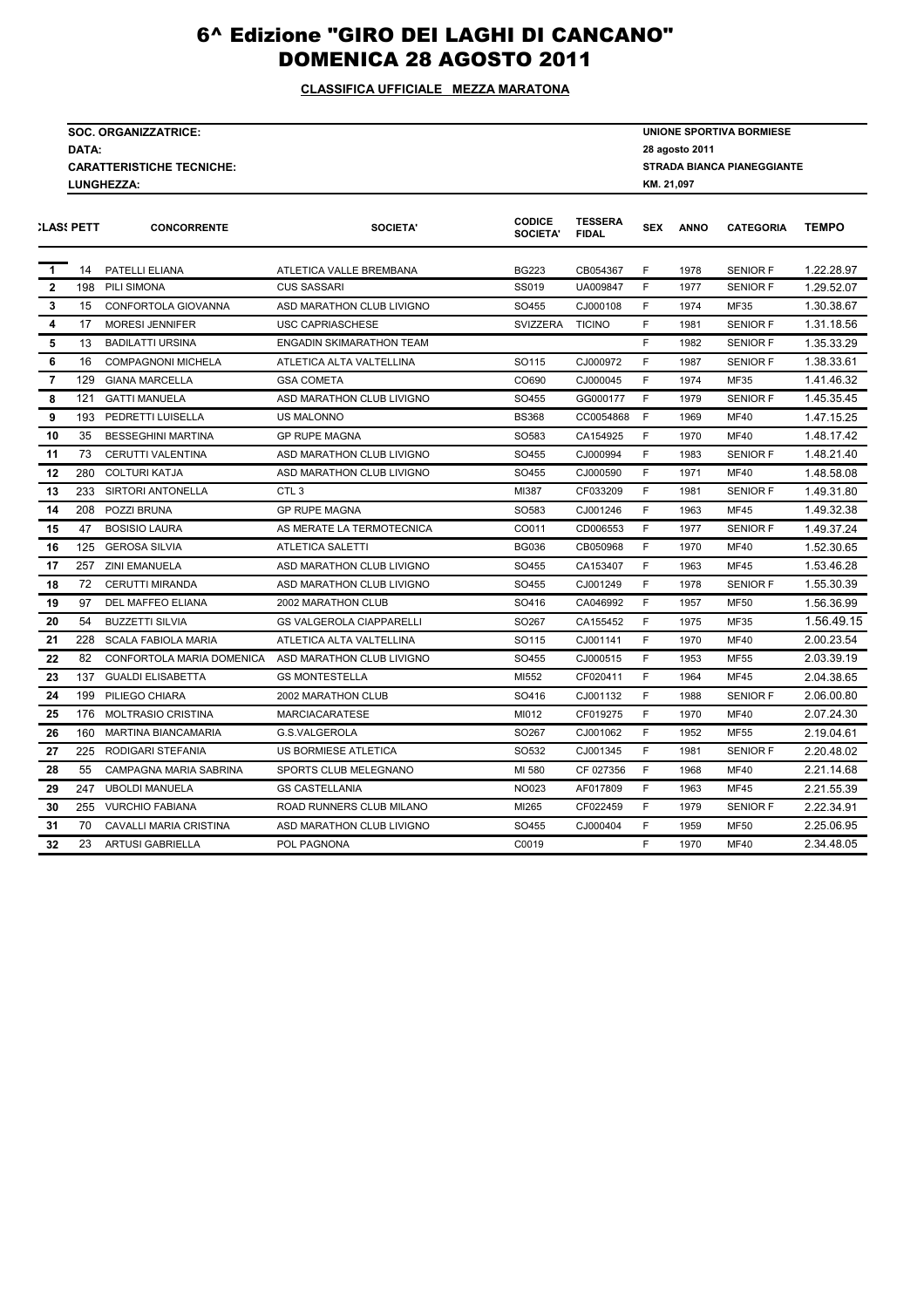# 6^ Edizione "GIRO DEI LAGHI DI CANCANO"
# DOMENICA 28 AGOSTO 2011

**CLASSIFICA UFFICIALE MEZZA MARATONA**

| | |
|---|---|
| **SOC. ORGANIZZATRICE:** | **UNIONE SPORTIVA BORMIESE** |
| **DATA:** | **28 agosto 2011** |
| **CARATTERISTICHE TECNICHE:** | **STRADA BIANCA PIANEGGIANTE** |
| **LUNGHEZZA:** | **KM. 21,097** |

| CLASS | PETT | CONCORRENTE | SOCIETA' | CODICE SOCIETA' | TESSERA FIDAL | SEX | ANNO | CATEGORIA | TEMPO |
|---|---|---|---|---|---|---|---|---|---|
| 1 | 14 | PATELLI ELIANA | ATLETICA VALLE BREMBANA | BG223 | CB054367 | F | 1978 | SENIOR F | 1.22.28.97 |
| 2 | 198 | PILI SIMONA | CUS SASSARI | SS019 | UA009847 | F | 1977 | SENIOR F | 1.29.52.07 |
| 3 | 15 | CONFORTOLA GIOVANNA | ASD MARATHON CLUB LIVIGNO | SO455 | CJ000108 | F | 1974 | MF35 | 1.30.38.67 |
| 4 | 17 | MORESI JENNIFER | USC CAPRIASCHESE | SVIZZERA | TICINO | F | 1981 | SENIOR F | 1.31.18.56 |
| 5 | 13 | BADILATTI URSINA | ENGADIN SKIMARATHON TEAM | | | F | 1982 | SENIOR F | 1.35.33.29 |
| 6 | 16 | COMPAGNONI MICHELA | ATLETICA ALTA VALTELLINA | SO115 | CJ000972 | F | 1987 | SENIOR F | 1.38.33.61 |
| 7 | 129 | GIANA MARCELLA | GSA COMETA | CO690 | CJ000045 | F | 1974 | MF35 | 1.41.46.32 |
| 8 | 121 | GATTI MANUELA | ASD MARATHON CLUB LIVIGNO | SO455 | GG000177 | F | 1979 | SENIOR F | 1.45.35.45 |
| 9 | 193 | PEDRETTI LUISELLA | US MALONNO | BS368 | CC0054868 | F | 1969 | MF40 | 1.47.15.25 |
| 10 | 35 | BESSEGHINI MARTINA | GP RUPE MAGNA | SO583 | CA154925 | F | 1970 | MF40 | 1.48.17.42 |
| 11 | 73 | CERUTTI VALENTINA | ASD MARATHON CLUB LIVIGNO | SO455 | CJ000994 | F | 1983 | SENIOR F | 1.48.21.40 |
| 12 | 280 | COLTURI KATJA | ASD MARATHON CLUB LIVIGNO | SO455 | CJ000590 | F | 1971 | MF40 | 1.48.58.08 |
| 13 | 233 | SIRTORI ANTONELLA | CTL 3 | MI387 | CF033209 | F | 1981 | SENIOR F | 1.49.31.80 |
| 14 | 208 | POZZI BRUNA | GP RUPE MAGNA | SO583 | CJ001246 | F | 1963 | MF45 | 1.49.32.38 |
| 15 | 47 | BOSISIO LAURA | AS MERATE LA TERMOTECNICA | CO011 | CD006553 | F | 1977 | SENIOR F | 1.49.37.24 |
| 16 | 125 | GEROSA SILVIA | ATLETICA SALETTI | BG036 | CB050968 | F | 1970 | MF40 | 1.52.30.65 |
| 17 | 257 | ZINI EMANUELA | ASD MARATHON CLUB LIVIGNO | SO455 | CA153407 | F | 1963 | MF45 | 1.53.46.28 |
| 18 | 72 | CERUTTI MIRANDA | ASD MARATHON CLUB LIVIGNO | SO455 | CJ001249 | F | 1978 | SENIOR F | 1.55.30.39 |
| 19 | 97 | DEL MAFFEO ELIANA | 2002 MARATHON CLUB | SO416 | CA046992 | F | 1957 | MF50 | 1.56.36.99 |
| 20 | 54 | BUZZETTI SILVIA | GS VALGEROLA CIAPPARELLI | SO267 | CA155452 | F | 1975 | MF35 | 1.56.49.15 |
| 21 | 228 | SCALA FABIOLA MARIA | ATLETICA ALTA VALTELLINA | SO115 | CJ001141 | F | 1970 | MF40 | 2.00.23.54 |
| 22 | 82 | CONFORTOLA MARIA DOMENICA | ASD MARATHON CLUB LIVIGNO | SO455 | CJ000515 | F | 1953 | MF55 | 2.03.39.19 |
| 23 | 137 | GUALDI ELISABETTA | GS MONTESTELLA | MI552 | CF020411 | F | 1964 | MF45 | 2.04.38.65 |
| 24 | 199 | PILIEGO CHIARA | 2002 MARATHON CLUB | SO416 | CJ001132 | F | 1988 | SENIOR F | 2.06.00.80 |
| 25 | 176 | MOLTRASIO CRISTINA | MARCIACARATESE | MI012 | CF019275 | F | 1970 | MF40 | 2.07.24.30 |
| 26 | 160 | MARTINA BIANCAMARIA | G.S.VALGEROLA | SO267 | CJ001062 | F | 1952 | MF55 | 2.19.04.61 |
| 27 | 225 | RODIGARI STEFANIA | US BORMIESE ATLETICA | SO532 | CJ001345 | F | 1981 | SENIOR F | 2.20.48.02 |
| 28 | 55 | CAMPAGNA MARIA SABRINA | SPORTS CLUB MELEGNANO | MI 580 | CF 027356 | F | 1968 | MF40 | 2.21.14.68 |
| 29 | 247 | UBOLDI MANUELA | GS CASTELLANIA | NO023 | AF017809 | F | 1963 | MF45 | 2.21.55.39 |
| 30 | 255 | VURCHIO FABIANA | ROAD RUNNERS CLUB MILANO | MI265 | CF022459 | F | 1979 | SENIOR F | 2.22.34.91 |
| 31 | 70 | CAVALLI MARIA CRISTINA | ASD MARATHON CLUB LIVIGNO | SO455 | CJ000404 | F | 1959 | MF50 | 2.25.06.95 |
| 32 | 23 | ARTUSI GABRIELLA | POL PAGNONA | C0019 | | F | 1970 | MF40 | 2.34.48.05 |